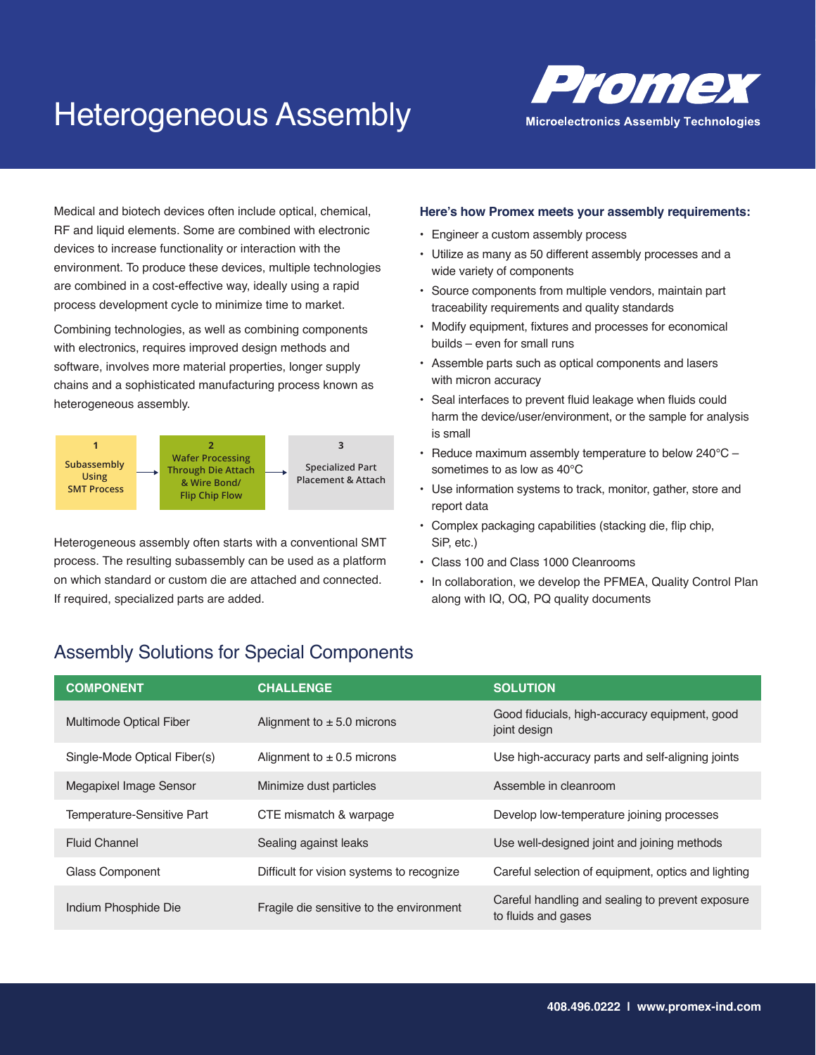# Heterogeneous Assembly

**Promex**
**Microelectronics Assembly Technologies**

Medical and biotech devices often include optical, chemical, RF and liquid elements. Some are combined with electronic devices to increase functionality or interaction with the environment. To produce these devices, multiple technologies are combined in a cost-effective way, ideally using a rapid process development cycle to minimize time to market.

Combining technologies, as well as combining components with electronics, requires improved design methods and software, involves more material properties, longer supply chains and a sophisticated manufacturing process known as heterogeneous assembly.

**1** Subassembly Using SMT Process → **2** Wafer Processing Through Die Attach & Wire Bond/ Flip Chip Flow → **3** Specialized Part Placement & Attach

Heterogeneous assembly often starts with a conventional SMT process. The resulting subassembly can be used as a platform on which standard or custom die are attached and connected. If required, specialized parts are added.

**Here's how Promex meets your assembly requirements:**

- Engineer a custom assembly process
- Utilize as many as 50 different assembly processes and a wide variety of components
- Source components from multiple vendors, maintain part traceability requirements and quality standards
- Modify equipment, fixtures and processes for economical builds – even for small runs
- Assemble parts such as optical components and lasers with micron accuracy
- Seal interfaces to prevent fluid leakage when fluids could harm the device/user/environment, or the sample for analysis is small
- Reduce maximum assembly temperature to below 240°C – sometimes to as low as 40°C
- Use information systems to track, monitor, gather, store and report data
- Complex packaging capabilities (stacking die, flip chip, SiP, etc.)
- Class 100 and Class 1000 Cleanrooms
- In collaboration, we develop the PFMEA, Quality Control Plan along with IQ, OQ, PQ quality documents

## Assembly Solutions for Special Components

| COMPONENT | CHALLENGE | SOLUTION |
| --- | --- | --- |
| Multimode Optical Fiber | Alignment to ± 5.0 microns | Good fiducials, high-accuracy equipment, good joint design |
| Single-Mode Optical Fiber(s) | Alignment to ± 0.5 microns | Use high-accuracy parts and self-aligning joints |
| Megapixel Image Sensor | Minimize dust particles | Assemble in cleanroom |
| Temperature-Sensitive Part | CTE mismatch & warpage | Develop low-temperature joining processes |
| Fluid Channel | Sealing against leaks | Use well-designed joint and joining methods |
| Glass Component | Difficult for vision systems to recognize | Careful selection of equipment, optics and lighting |
| Indium Phosphide Die | Fragile die sensitive to the environment | Careful handling and sealing to prevent exposure to fluids and gases |

408.496.0222 I www.promex-ind.com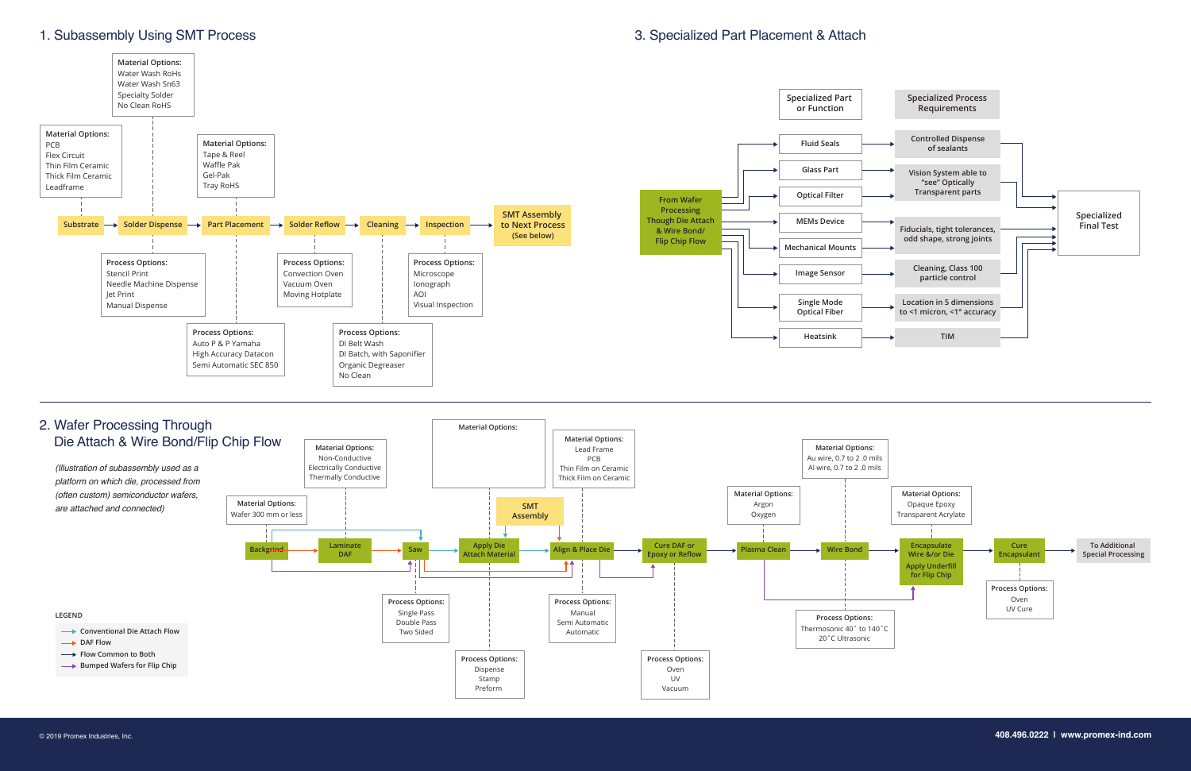## 1. Subassembly Using SMT Process

Substrate → Solder Dispense → Part Placement → Solder Reflow → Cleaning → Inspection → SMT Assembly to Next Process (See below)

**Substrate**

Material Options:
- PCB
- Flex Circuit
- Thin Film Ceramic
- Thick Film Ceramic
- Leadframe

**Solder Dispense**

Material Options:
- Water Wash RoHs
- Water Wash Sn63
- Specialty Solder
- No Clean RoHS

Process Options:
- Stencil Print
- Needle Machine Dispense
- Jet Print
- Manual Dispense

**Part Placement**

Material Options:
- Tape & Reel
- Waffle Pak
- Gel-Pak
- Tray RoHS

Process Options:
- Auto P & P Yamaha
- High Accuracy Datacon
- Semi Automatic SEC 850

**Solder Reflow**

Process Options:
- Convection Oven
- Vacuum Oven
- Moving Hotplate

**Cleaning**

Process Options:
- DI Belt Wash
- DI Batch, with Saponifier
- Organic Degreaser
- No Clean

**Inspection**

Process Options:
- Microscope
- Ionograph
- AOI
- Visual Inspection

## 3. Specialized Part Placement & Attach

From Wafer Processing Though Die Attach & Wire Bond/ Flip Chip Flow → Specialized Part or Function → Specialized Process Requirements → Specialized Final Test

| Specialized Part or Function | Specialized Process Requirements |
| --- | --- |
| Fluid Seals | Controlled Dispense of sealants |
| Glass Part | Vision System able to "see" Optically Transparent parts |
| Optical Filter | |
| MEMs Device | Fiducials, tight tolerances, odd shape, strong joints |
| Mechanical Mounts | |
| Image Sensor | Cleaning, Class 100 particle control |
| Single Mode Optical Fiber | Location in 5 dimensions to <1 micron, <1° accuracy |
| Heatsink | TIM |

## 2. Wafer Processing Through Die Attach & Wire Bond/Flip Chip Flow

*(Illustration of subassembly used as a platform on which die, processed from (often custom) semiconductor wafers, are attached and connected)*

Backgrind → Laminate DAF → Saw → Apply Die Attach Material → Align & Place Die → Cure DAF or Epoxy or Reflow → Plasma Clean → Wire Bond → Encapsulate Wire &/or Die / Apply Underfill for Flip Chip → Cure Encapsulant → To Additional Special Processing

SMT Assembly → Apply Die Attach Material / Align & Place Die

**Backgrind**

Material Options:
- Wafer 300 mm or less

**Laminate DAF**

Material Options:
- Non-Conductive
- Electrically Conductive
- Thermally Conductive

**Saw**

Process Options:
- Single Pass
- Double Pass
- Two Sided

**Apply Die Attach Material**

Material Options:

Process Options:
- Dispense
- Stamp
- Preform

**Align & Place Die**

Material Options:
- Lead Frame
- PCB
- Thin Film on Ceramic
- Thick Film on Ceramic

Process Options:
- Manual
- Semi Automatic
- Automatic

**Cure DAF or Epoxy or Reflow**

Process Options:
- Oven
- UV
- Vacuum

**Plasma Clean**

Material Options:
- Argon
- Oxygen

**Wire Bond**

Material Options:
- Au wire, 0.7 to 2 .0 mils
- Al wire, 0.7 to 2 .0 mils

Process Options:
- Thermosonic 40˚ to 140˚C
- 20˚C Ultrasonic

**Encapsulate Wire &/or Die / Apply Underfill for Flip Chip**

Material Options:
- Opaque Epoxy
- Transparent Acrylate

**Cure Encapsulant**

Process Options:
- Oven
- UV Cure

LEGEND
- Conventional Die Attach Flow
- DAF Flow
- Flow Common to Both
- Bumped Wafers for Flip Chip

© 2019 Promex Industries, Inc.

408.496.0222 | www.promex-ind.com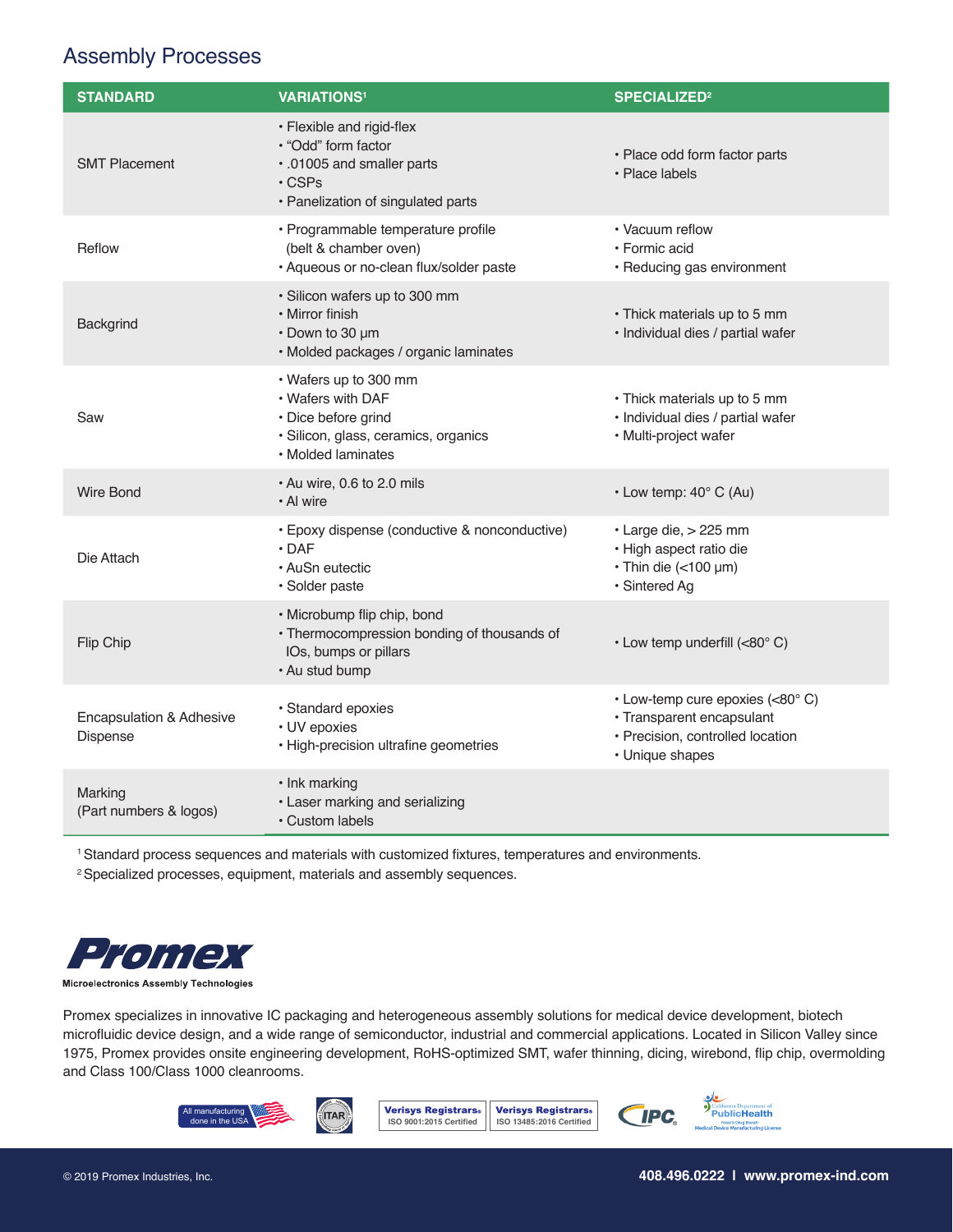## Assembly Processes

| STANDARD | VARIATIONS[1] | SPECIALIZED[2] |
|---|---|---|
| SMT Placement | • Flexible and rigid-flex<br>• "Odd" form factor<br>• .01005 and smaller parts<br>• CSPs<br>• Panelization of singulated parts | • Place odd form factor parts<br>• Place labels |
| Reflow | • Programmable temperature profile (belt & chamber oven)<br>• Aqueous or no-clean flux/solder paste | • Vacuum reflow<br>• Formic acid<br>• Reducing gas environment |
| Backgrind | • Silicon wafers up to 300 mm<br>• Mirror finish<br>• Down to 30 µm<br>• Molded packages / organic laminates | • Thick materials up to 5 mm<br>• Individual dies / partial wafer |
| Saw | • Wafers up to 300 mm<br>• Wafers with DAF<br>• Dice before grind<br>• Silicon, glass, ceramics, organics<br>• Molded laminates | • Thick materials up to 5 mm<br>• Individual dies / partial wafer<br>• Multi-project wafer |
| Wire Bond | • Au wire, 0.6 to 2.0 mils<br>• Al wire | • Low temp: 40° C (Au) |
| Die Attach | • Epoxy dispense (conductive & nonconductive)<br>• DAF<br>• AuSn eutectic<br>• Solder paste | • Large die, > 225 mm<br>• High aspect ratio die<br>• Thin die (<100 µm)<br>• Sintered Ag |
| Flip Chip | • Microbump flip chip, bond<br>• Thermocompression bonding of thousands of IOs, bumps or pillars<br>• Au stud bump | • Low temp underfill (<80° C) |
| Encapsulation & Adhesive Dispense | • Standard epoxies<br>• UV epoxies<br>• High-precision ultrafine geometries | • Low-temp cure epoxies (<80° C)<br>• Transparent encapsulant<br>• Precision, controlled location<br>• Unique shapes |
| Marking (Part numbers & logos) | • Ink marking<br>• Laser marking and serializing<br>• Custom labels | |

[1] Standard process sequences and materials with customized fixtures, temperatures and environments.

[2] Specialized processes, equipment, materials and assembly sequences.

**Promex**

Microelectronics Assembly Technologies

Promex specializes in innovative IC packaging and heterogeneous assembly solutions for medical device development, biotech microfluidic device design, and a wide range of semiconductor, industrial and commercial applications. Located in Silicon Valley since 1975, Promex provides onsite engineering development, RoHS-optimized SMT, wafer thinning, dicing, wirebond, flip chip, overmolding and Class 100/Class 1000 cleanrooms.

All manufacturing done in the USA | ITAR | Verisys Registrars ISO 9001:2015 Certified | Verisys Registrars ISO 13485:2016 Certified | IPC | California Department of Public Health Food & Drug Branch Medical Device Manufacturing License

© 2019 Promex Industries, Inc.

408.496.0222 | www.promex-ind.com